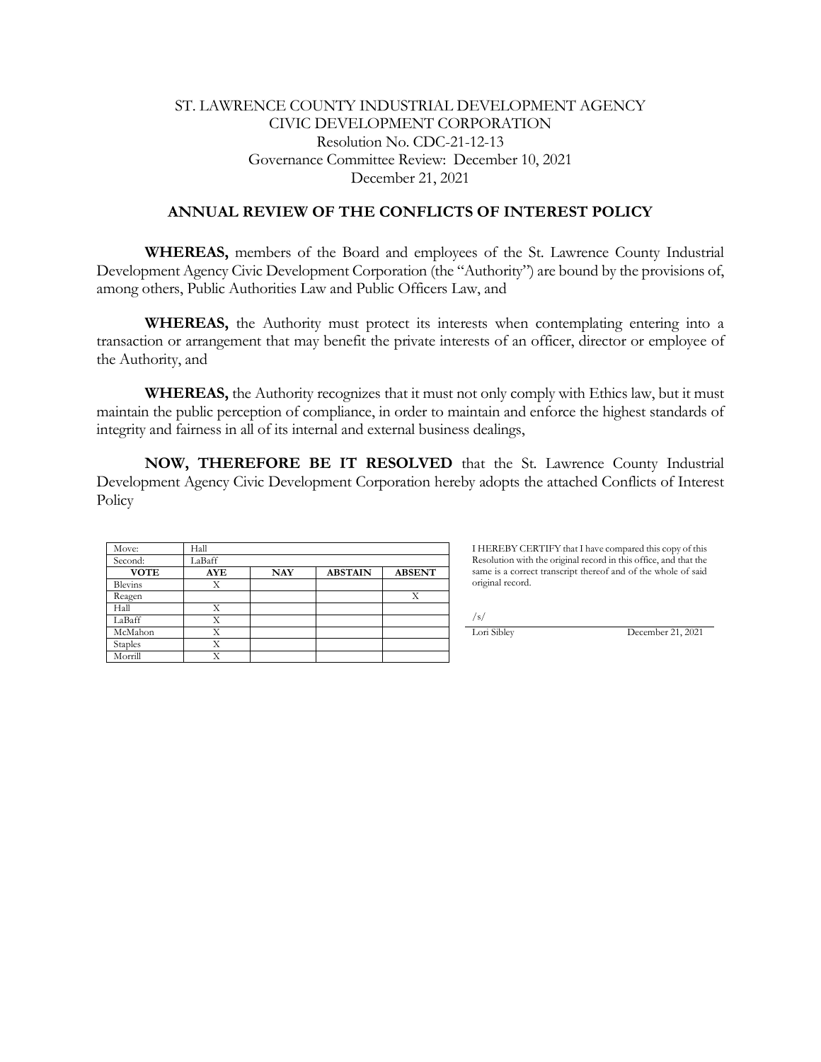ST. LAWRENCE COUNTY INDUSTRIAL DEVELOPMENT AGENCY
CIVIC DEVELOPMENT CORPORATION
Resolution No. CDC-21-12-13
Governance Committee Review: December 10, 2021
December 21, 2021

## ANNUAL REVIEW OF THE CONFLICTS OF INTEREST POLICY

**WHEREAS,** members of the Board and employees of the St. Lawrence County Industrial Development Agency Civic Development Corporation (the "Authority") are bound by the provisions of, among others, Public Authorities Law and Public Officers Law, and

**WHEREAS,** the Authority must protect its interests when contemplating entering into a transaction or arrangement that may benefit the private interests of an officer, director or employee of the Authority, and

**WHEREAS,** the Authority recognizes that it must not only comply with Ethics law, but it must maintain the public perception of compliance, in order to maintain and enforce the highest standards of integrity and fairness in all of its internal and external business dealings,

**NOW, THEREFORE BE IT RESOLVED** that the St. Lawrence County Industrial Development Agency Civic Development Corporation hereby adopts the attached Conflicts of Interest Policy

| Move: | Hall | | | |
|---|---|---|---|---|
| Second: | LaBaff | | | |
| **VOTE** | **AYE** | **NAY** | **ABSTAIN** | **ABSENT** |
| Blevins | X | | | |
| Reagen | | | | X |
| Hall | X | | | |
| LaBaff | X | | | |
| McMahon | X | | | |
| Staples | X | | | |
| Morrill | X | | | |

I HEREBY CERTIFY that I have compared this copy of this Resolution with the original record in this office, and that the same is a correct transcript thereof and of the whole of said original record.

/s/

Lori Sibley December 21, 2021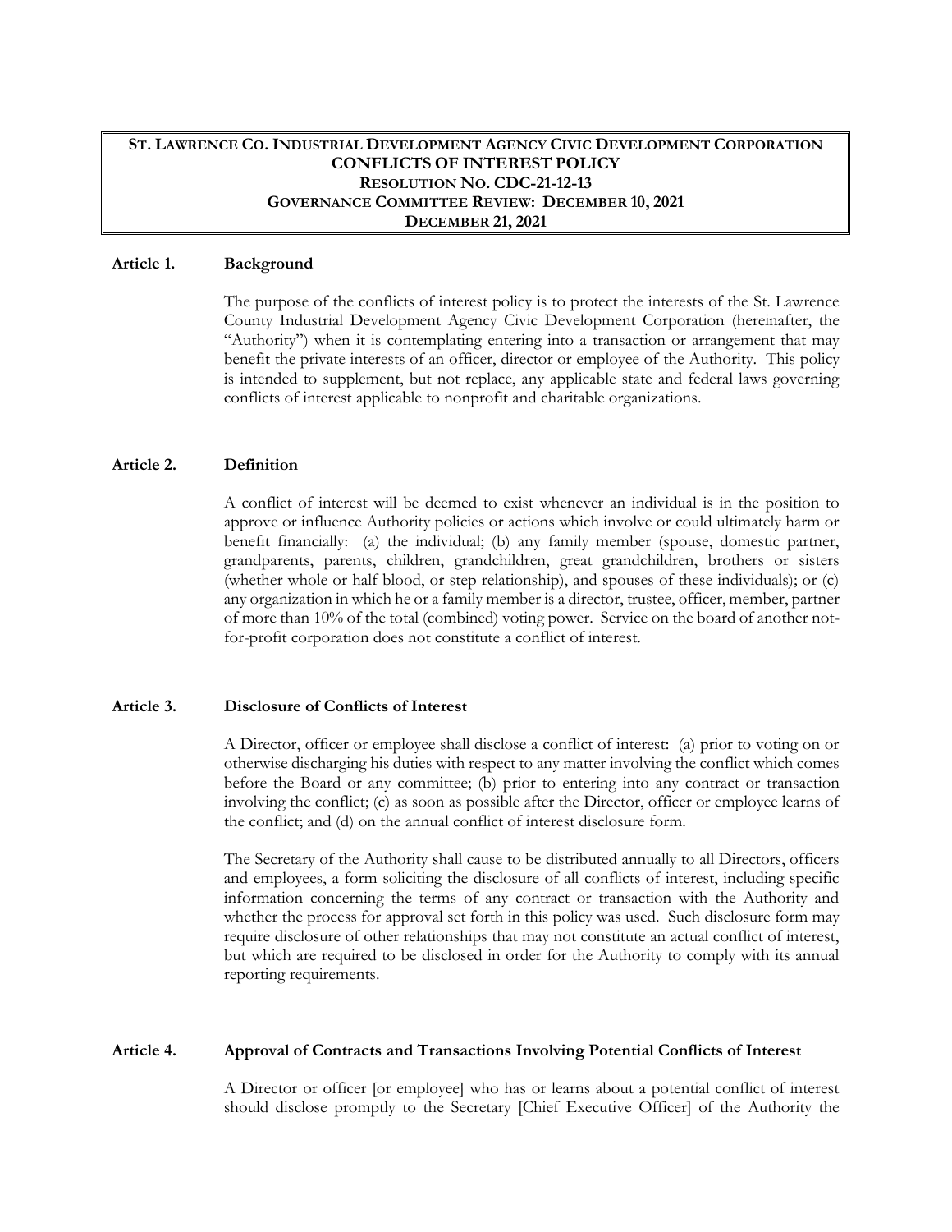**ST. LAWRENCE CO. INDUSTRIAL DEVELOPMENT AGENCY CIVIC DEVELOPMENT CORPORATION**
**CONFLICTS OF INTEREST POLICY**
**RESOLUTION NO. CDC-21-12-13**
**GOVERNANCE COMMITTEE REVIEW: DECEMBER 10, 2021**
**DECEMBER 21, 2021**

**Article 1. Background**

The purpose of the conflicts of interest policy is to protect the interests of the St. Lawrence County Industrial Development Agency Civic Development Corporation (hereinafter, the "Authority") when it is contemplating entering into a transaction or arrangement that may benefit the private interests of an officer, director or employee of the Authority. This policy is intended to supplement, but not replace, any applicable state and federal laws governing conflicts of interest applicable to nonprofit and charitable organizations.

**Article 2. Definition**

A conflict of interest will be deemed to exist whenever an individual is in the position to approve or influence Authority policies or actions which involve or could ultimately harm or benefit financially: (a) the individual; (b) any family member (spouse, domestic partner, grandparents, parents, children, grandchildren, great grandchildren, brothers or sisters (whether whole or half blood, or step relationship), and spouses of these individuals); or (c) any organization in which he or a family member is a director, trustee, officer, member, partner of more than 10% of the total (combined) voting power. Service on the board of another not-for-profit corporation does not constitute a conflict of interest.

**Article 3. Disclosure of Conflicts of Interest**

A Director, officer or employee shall disclose a conflict of interest: (a) prior to voting on or otherwise discharging his duties with respect to any matter involving the conflict which comes before the Board or any committee; (b) prior to entering into any contract or transaction involving the conflict; (c) as soon as possible after the Director, officer or employee learns of the conflict; and (d) on the annual conflict of interest disclosure form.

The Secretary of the Authority shall cause to be distributed annually to all Directors, officers and employees, a form soliciting the disclosure of all conflicts of interest, including specific information concerning the terms of any contract or transaction with the Authority and whether the process for approval set forth in this policy was used. Such disclosure form may require disclosure of other relationships that may not constitute an actual conflict of interest, but which are required to be disclosed in order for the Authority to comply with its annual reporting requirements.

**Article 4. Approval of Contracts and Transactions Involving Potential Conflicts of Interest**

A Director or officer [or employee] who has or learns about a potential conflict of interest should disclose promptly to the Secretary [Chief Executive Officer] of the Authority the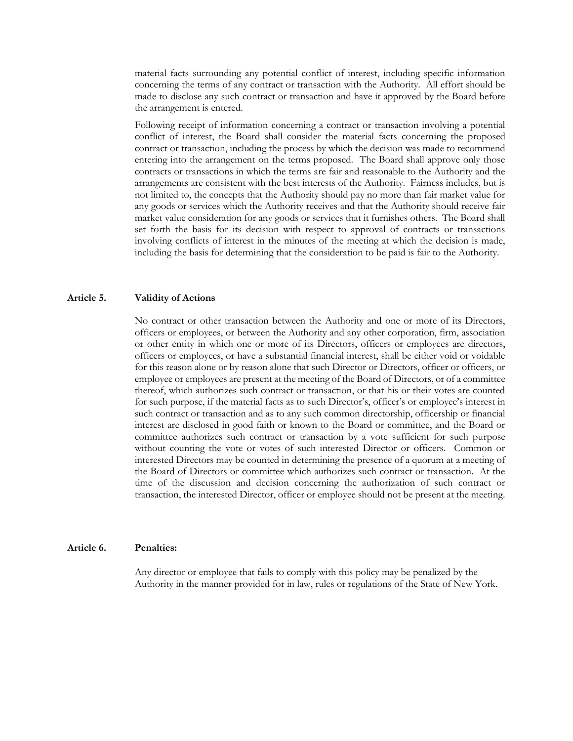material facts surrounding any potential conflict of interest, including specific information concerning the terms of any contract or transaction with the Authority. All effort should be made to disclose any such contract or transaction and have it approved by the Board before the arrangement is entered.

Following receipt of information concerning a contract or transaction involving a potential conflict of interest, the Board shall consider the material facts concerning the proposed contract or transaction, including the process by which the decision was made to recommend entering into the arrangement on the terms proposed. The Board shall approve only those contracts or transactions in which the terms are fair and reasonable to the Authority and the arrangements are consistent with the best interests of the Authority. Fairness includes, but is not limited to, the concepts that the Authority should pay no more than fair market value for any goods or services which the Authority receives and that the Authority should receive fair market value consideration for any goods or services that it furnishes others. The Board shall set forth the basis for its decision with respect to approval of contracts or transactions involving conflicts of interest in the minutes of the meeting at which the decision is made, including the basis for determining that the consideration to be paid is fair to the Authority.

**Article 5. Validity of Actions**

No contract or other transaction between the Authority and one or more of its Directors, officers or employees, or between the Authority and any other corporation, firm, association or other entity in which one or more of its Directors, officers or employees are directors, officers or employees, or have a substantial financial interest, shall be either void or voidable for this reason alone or by reason alone that such Director or Directors, officer or officers, or employee or employees are present at the meeting of the Board of Directors, or of a committee thereof, which authorizes such contract or transaction, or that his or their votes are counted for such purpose, if the material facts as to such Director's, officer's or employee's interest in such contract or transaction and as to any such common directorship, officership or financial interest are disclosed in good faith or known to the Board or committee, and the Board or committee authorizes such contract or transaction by a vote sufficient for such purpose without counting the vote or votes of such interested Director or officers. Common or interested Directors may be counted in determining the presence of a quorum at a meeting of the Board of Directors or committee which authorizes such contract or transaction. At the time of the discussion and decision concerning the authorization of such contract or transaction, the interested Director, officer or employee should not be present at the meeting.

**Article 6. Penalties:**

Any director or employee that fails to comply with this policy may be penalized by the Authority in the manner provided for in law, rules or regulations of the State of New York.